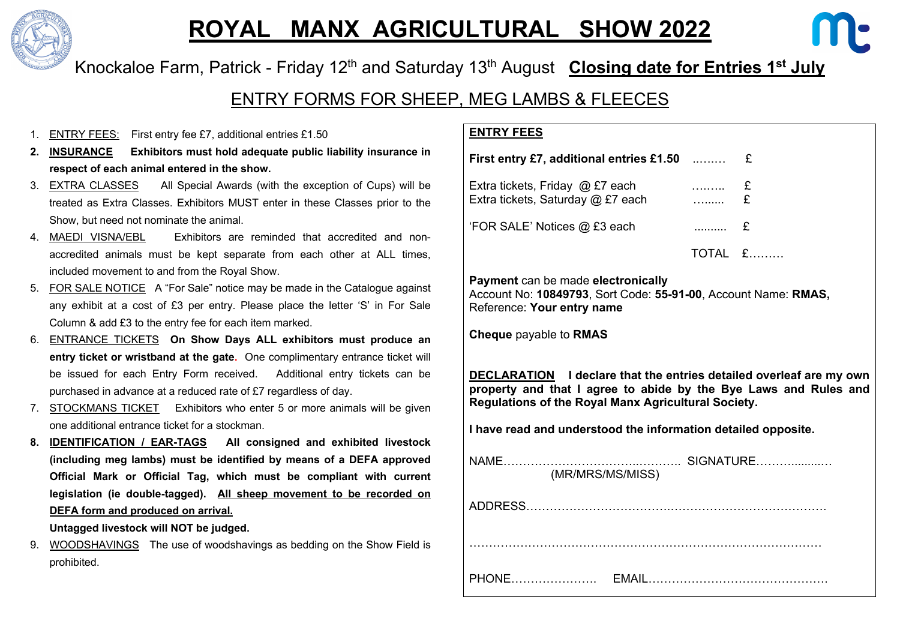# ROYAL MANX AGRICULTURAL SHOW 2022

Knockaloe Farm, Patrick - Friday 12th and Saturday 13th August **Closing date for Entries 1st July**

## ENTRY FORMS FOR SHEEP, MEG LAMBS & FLEECES

1. ENTRY FEES: First entry fee £7, additional entries £1.50
2. **INSURANCE Exhibitors must hold adequate public liability insurance in respect of each animal entered in the show.**
3. EXTRA CLASSES All Special Awards (with the exception of Cups) will be treated as Extra Classes. Exhibitors MUST enter in these Classes prior to the Show, but need not nominate the animal.
4. MAEDI VISNA/EBL Exhibitors are reminded that accredited and non-accredited animals must be kept separate from each other at ALL times, included movement to and from the Royal Show.
5. FOR SALE NOTICE A "For Sale" notice may be made in the Catalogue against any exhibit at a cost of £3 per entry. Please place the letter 'S' in For Sale Column & add £3 to the entry fee for each item marked.
6. ENTRANCE TICKETS **On Show Days ALL exhibitors must produce an entry ticket or wristband at the gate.** One complimentary entrance ticket will be issued for each Entry Form received. Additional entry tickets can be purchased in advance at a reduced rate of £7 regardless of day.
7. STOCKMANS TICKET Exhibitors who enter 5 or more animals will be given one additional entrance ticket for a stockman.
8. **IDENTIFICATION / EAR-TAGS All consigned and exhibited livestock (including meg lambs) must be identified by means of a DEFA approved Official Mark or Official Tag, which must be compliant with current legislation (ie double-tagged). All sheep movement to be recorded on DEFA form and produced on arrival.**

   **Untagged livestock will NOT be judged.**
9. WOODSHAVINGS The use of woodshavings as bedding on the Show Field is prohibited.

**ENTRY FEES**

| | | |
|---|---|---|
| **First entry £7, additional entries £1.50** | ……… | £ |
| Extra tickets, Friday @ £7 each | ……… | £ |
| Extra tickets, Saturday @ £7 each | ……… | £ |
| 'FOR SALE' Notices @ £3 each | ……… | £ |
| | TOTAL | £……… |

**Payment** can be made **electronically**
Account No: **10849793**, Sort Code: **55-91-00**, Account Name: **RMAS,**
Reference: **Your entry name**

**Cheque** payable to **RMAS**

**DECLARATION I declare that the entries detailed overleaf are my own property and that I agree to abide by the Bye Laws and Rules and Regulations of the Royal Manx Agricultural Society.**

**I have read and understood the information detailed opposite.**

NAME………………………………………. SIGNATURE……………….
(MR/MRS/MS/MISS)

ADDRESS……………………………………………………………………

……………………………………………………………………………

PHONE…………………. EMAIL………………………………………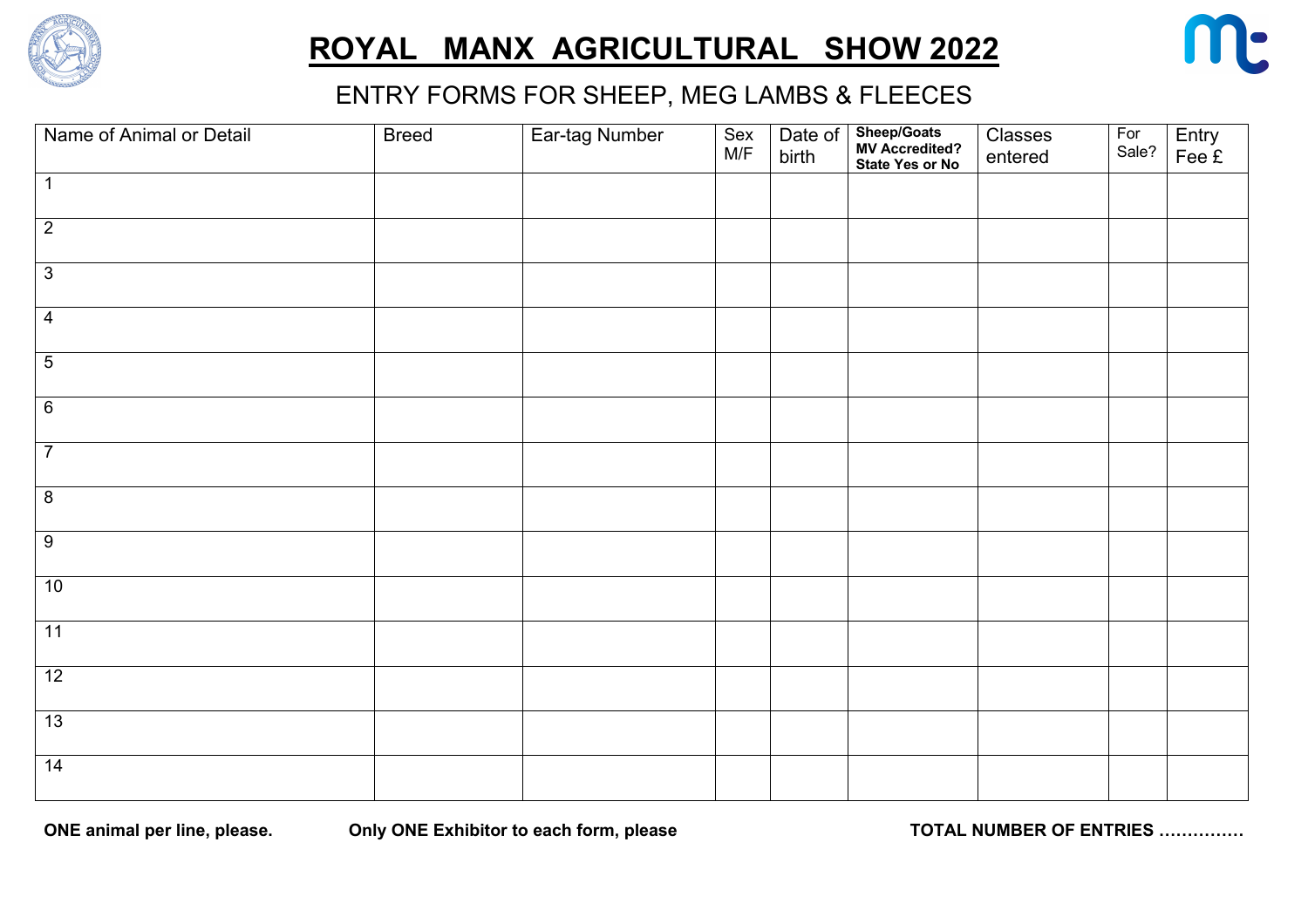# ROYAL MANX AGRICULTURAL SHOW 2022

## ENTRY FORMS FOR SHEEP, MEG LAMBS & FLEECES

| Name of Animal or Detail | Breed | Ear-tag Number | Sex M/F | Date of birth | **Sheep/Goats MV Accredited? State Yes or No** | Classes entered | For Sale? | Entry Fee £ |
|---|---|---|---|---|---|---|---|---|
| 1 | | | | | | | | |
| 2 | | | | | | | | |
| 3 | | | | | | | | |
| 4 | | | | | | | | |
| 5 | | | | | | | | |
| 6 | | | | | | | | |
| 7 | | | | | | | | |
| 8 | | | | | | | | |
| 9 | | | | | | | | |
| 10 | | | | | | | | |
| 11 | | | | | | | | |
| 12 | | | | | | | | |
| 13 | | | | | | | | |
| 14 | | | | | | | | |

**ONE animal per line, please.** **Only ONE Exhibitor to each form, please** **TOTAL NUMBER OF ENTRIES ……………**